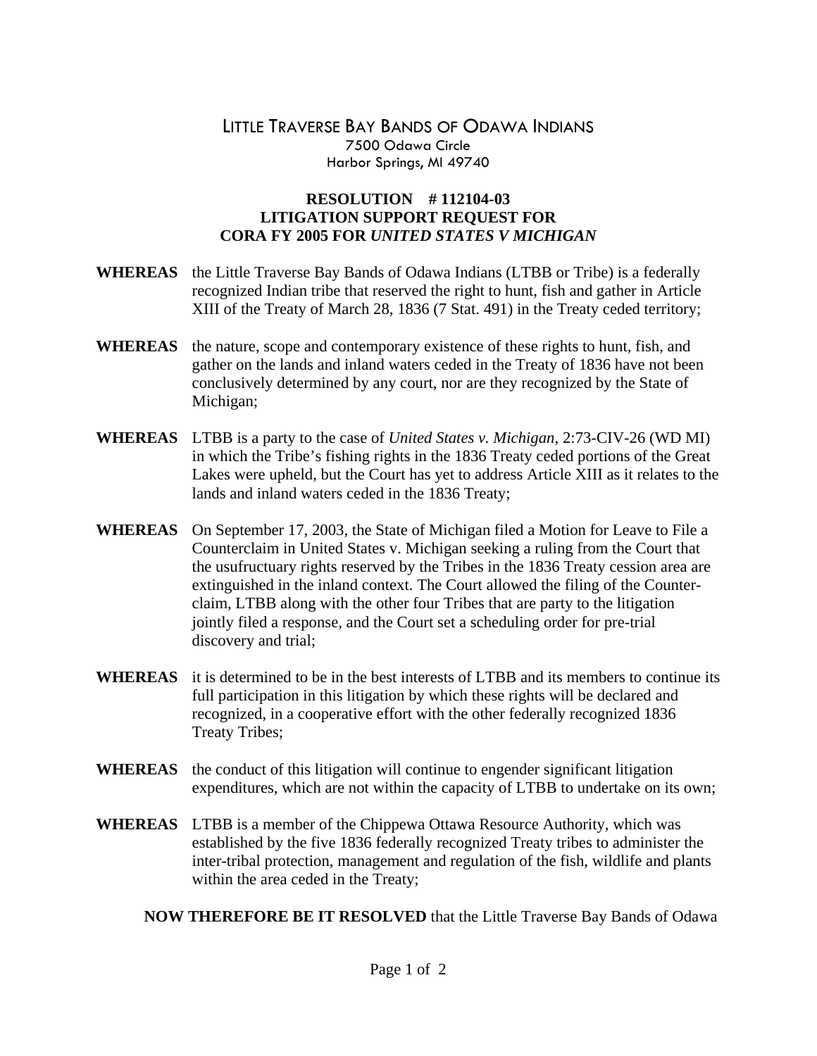# LITTLE TRAVERSE BAY BANDS OF ODAWA INDIANS

7500 Odawa Circle
Harbor Springs, MI 49740

## RESOLUTION # 112104-03
## LITIGATION SUPPORT REQUEST FOR CORA FY 2005 FOR *UNITED STATES V MICHIGAN*

**WHEREAS** the Little Traverse Bay Bands of Odawa Indians (LTBB or Tribe) is a federally recognized Indian tribe that reserved the right to hunt, fish and gather in Article XIII of the Treaty of March 28, 1836 (7 Stat. 491) in the Treaty ceded territory;

**WHEREAS** the nature, scope and contemporary existence of these rights to hunt, fish, and gather on the lands and inland waters ceded in the Treaty of 1836 have not been conclusively determined by any court, nor are they recognized by the State of Michigan;

**WHEREAS** LTBB is a party to the case of *United States v. Michigan*, 2:73-CIV-26 (WD MI) in which the Tribe's fishing rights in the 1836 Treaty ceded portions of the Great Lakes were upheld, but the Court has yet to address Article XIII as it relates to the lands and inland waters ceded in the 1836 Treaty;

**WHEREAS** On September 17, 2003, the State of Michigan filed a Motion for Leave to File a Counterclaim in United States v. Michigan seeking a ruling from the Court that the usufructuary rights reserved by the Tribes in the 1836 Treaty cession area are extinguished in the inland context. The Court allowed the filing of the Counter-claim, LTBB along with the other four Tribes that are party to the litigation jointly filed a response, and the Court set a scheduling order for pre-trial discovery and trial;

**WHEREAS** it is determined to be in the best interests of LTBB and its members to continue its full participation in this litigation by which these rights will be declared and recognized, in a cooperative effort with the other federally recognized 1836 Treaty Tribes;

**WHEREAS** the conduct of this litigation will continue to engender significant litigation expenditures, which are not within the capacity of LTBB to undertake on its own;

**WHEREAS** LTBB is a member of the Chippewa Ottawa Resource Authority, which was established by the five 1836 federally recognized Treaty tribes to administer the inter-tribal protection, management and regulation of the fish, wildlife and plants within the area ceded in the Treaty;

**NOW THEREFORE BE IT RESOLVED** that the Little Traverse Bay Bands of Odawa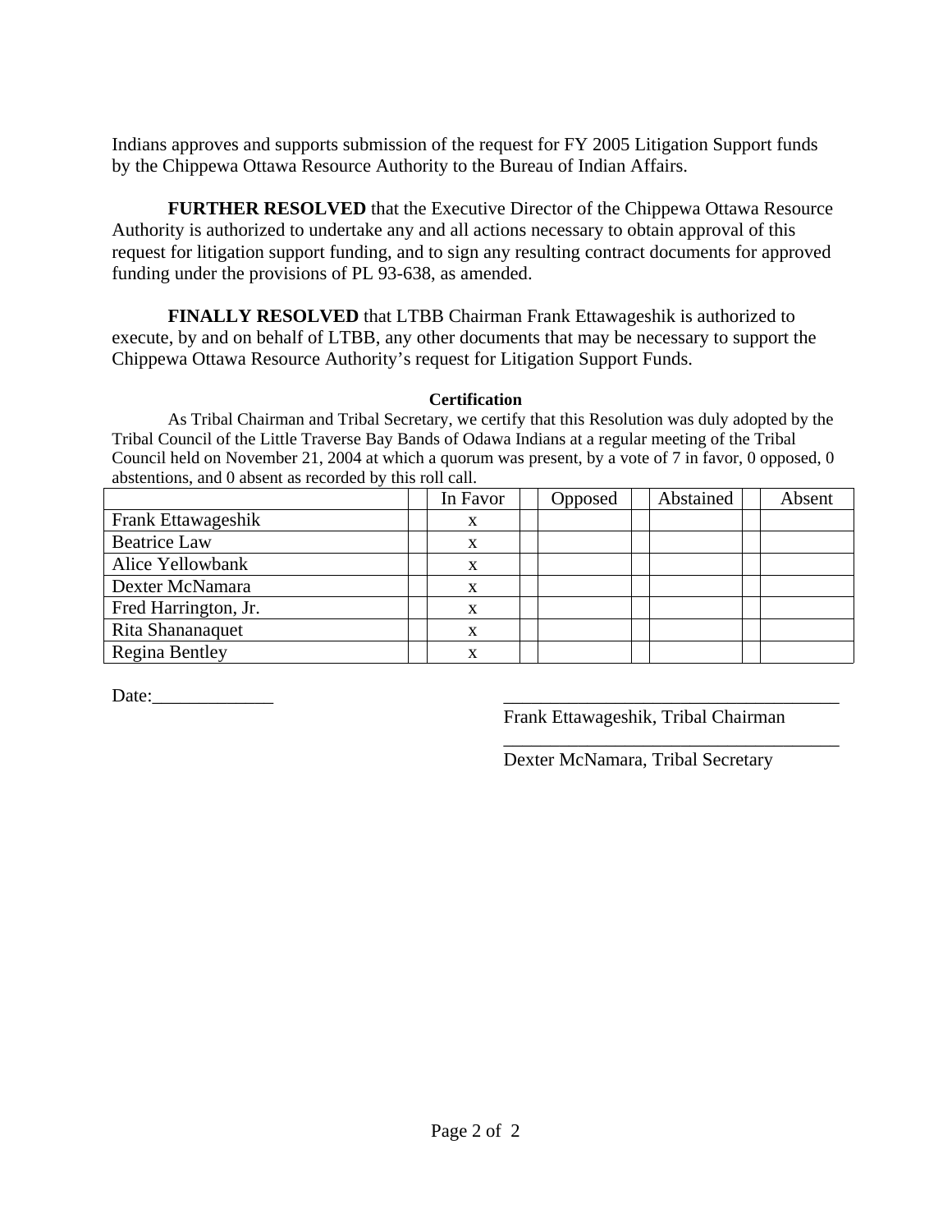Indians approves and supports submission of the request for FY 2005 Litigation Support funds by the Chippewa Ottawa Resource Authority to the Bureau of Indian Affairs.

**FURTHER RESOLVED** that the Executive Director of the Chippewa Ottawa Resource Authority is authorized to undertake any and all actions necessary to obtain approval of this request for litigation support funding, and to sign any resulting contract documents for approved funding under the provisions of PL 93-638, as amended.

**FINALLY RESOLVED** that LTBB Chairman Frank Ettawageshik is authorized to execute, by and on behalf of LTBB, any other documents that may be necessary to support the Chippewa Ottawa Resource Authority's request for Litigation Support Funds.

**Certification**

As Tribal Chairman and Tribal Secretary, we certify that this Resolution was duly adopted by the Tribal Council of the Little Traverse Bay Bands of Odawa Indians at a regular meeting of the Tribal Council held on November 21, 2004 at which a quorum was present, by a vote of 7 in favor, 0 opposed, 0 abstentions, and 0 absent as recorded by this roll call.

| | In Favor | Opposed | Abstained | Absent |
|---|---|---|---|---|
| Frank Ettawageshik | x | | | |
| Beatrice Law | x | | | |
| Alice Yellowbank | x | | | |
| Dexter McNamara | x | | | |
| Fred Harrington, Jr. | x | | | |
| Rita Shananaquet | x | | | |
| Regina Bentley | x | | | |

Date:_____________

_____________________________________
Frank Ettawageshik, Tribal Chairman

_____________________________________
Dexter McNamara, Tribal Secretary